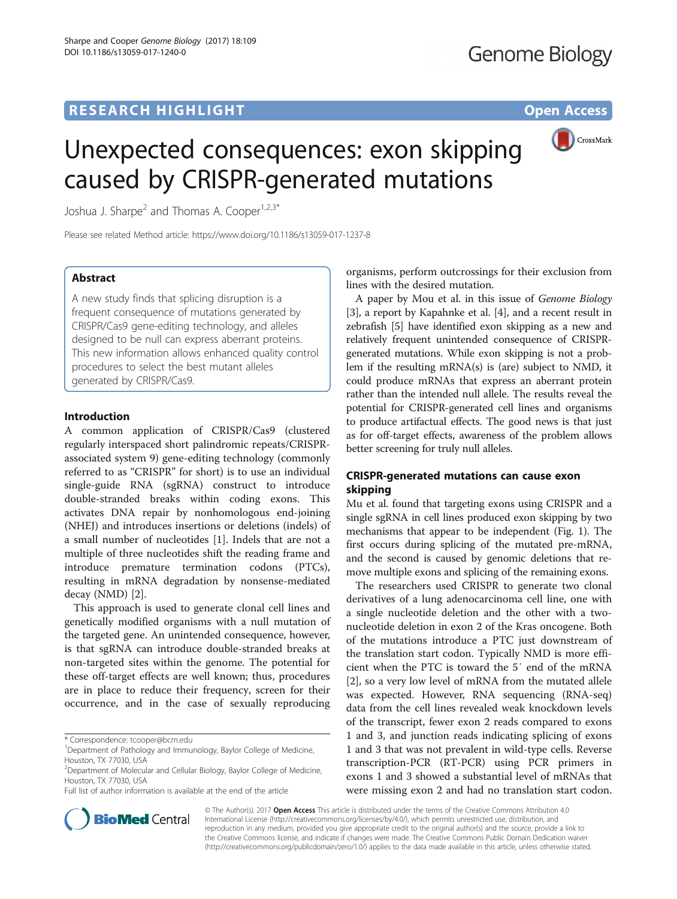RESEARCH HIGHLIGHT

Open Access

# Unexpected consequences: exon skipping caused by CRISPR-generated mutations

Joshua J. Sharpe[2] and Thomas A. Cooper[1,2,3*]

Please see related Method article: https://www.doi.org/10.1186/s13059-017-1237-8

## Abstract

A new study finds that splicing disruption is a frequent consequence of mutations generated by CRISPR/Cas9 gene-editing technology, and alleles designed to be null can express aberrant proteins. This new information allows enhanced quality control procedures to select the best mutant alleles generated by CRISPR/Cas9.

## Introduction

A common application of CRISPR/Cas9 (clustered regularly interspaced short palindromic repeats/CRISPR-associated system 9) gene-editing technology (commonly referred to as "CRISPR" for short) is to use an individual single-guide RNA (sgRNA) construct to introduce double-stranded breaks within coding exons. This activates DNA repair by nonhomologous end-joining (NHEJ) and introduces insertions or deletions (indels) of a small number of nucleotides [1]. Indels that are not a multiple of three nucleotides shift the reading frame and introduce premature termination codons (PTCs), resulting in mRNA degradation by nonsense-mediated decay (NMD) [2].

This approach is used to generate clonal cell lines and genetically modified organisms with a null mutation of the targeted gene. An unintended consequence, however, is that sgRNA can introduce double-stranded breaks at non-targeted sites within the genome. The potential for these off-target effects are well known; thus, procedures are in place to reduce their frequency, screen for their occurrence, and in the case of sexually reproducing organisms, perform outcrossings for their exclusion from lines with the desired mutation.

A paper by Mou et al. in this issue of *Genome Biology* [3], a report by Kapahnke et al. [4], and a recent result in zebrafish [5] have identified exon skipping as a new and relatively frequent unintended consequence of CRISPR-generated mutations. While exon skipping is not a problem if the resulting mRNA(s) is (are) subject to NMD, it could produce mRNAs that express an aberrant protein rather than the intended null allele. The results reveal the potential for CRISPR-generated cell lines and organisms to produce artifactual effects. The good news is that just as for off-target effects, awareness of the problem allows better screening for truly null alleles.

## CRISPR-generated mutations can cause exon skipping

Mu et al. found that targeting exons using CRISPR and a single sgRNA in cell lines produced exon skipping by two mechanisms that appear to be independent (Fig. 1). The first occurs during splicing of the mutated pre-mRNA, and the second is caused by genomic deletions that remove multiple exons and splicing of the remaining exons.

The researchers used CRISPR to generate two clonal derivatives of a lung adenocarcinoma cell line, one with a single nucleotide deletion and the other with a two-nucleotide deletion in exon 2 of the Kras oncogene. Both of the mutations introduce a PTC just downstream of the translation start codon. Typically NMD is more efficient when the PTC is toward the 5′ end of the mRNA [2], so a very low level of mRNA from the mutated allele was expected. However, RNA sequencing (RNA-seq) data from the cell lines revealed weak knockdown levels of the transcript, fewer exon 2 reads compared to exons 1 and 3, and junction reads indicating splicing of exons 1 and 3 that was not prevalent in wild-type cells. Reverse transcription-PCR (RT-PCR) using PCR primers in exons 1 and 3 showed a substantial level of mRNAs that were missing exon 2 and had no translation start codon.

\* Correspondence: tcooper@bcm.edu
[1]Department of Pathology and Immunology, Baylor College of Medicine, Houston, TX 77030, USA
[2]Department of Molecular and Cellular Biology, Baylor College of Medicine, Houston, TX 77030, USA
Full list of author information is available at the end of the article

© The Author(s). 2017 **Open Access** This article is distributed under the terms of the Creative Commons Attribution 4.0 International License (http://creativecommons.org/licenses/by/4.0/), which permits unrestricted use, distribution, and reproduction in any medium, provided you give appropriate credit to the original author(s) and the source, provide a link to the Creative Commons license, and indicate if changes were made. The Creative Commons Public Domain Dedication waiver (http://creativecommons.org/publicdomain/zero/1.0/) applies to the data made available in this article, unless otherwise stated.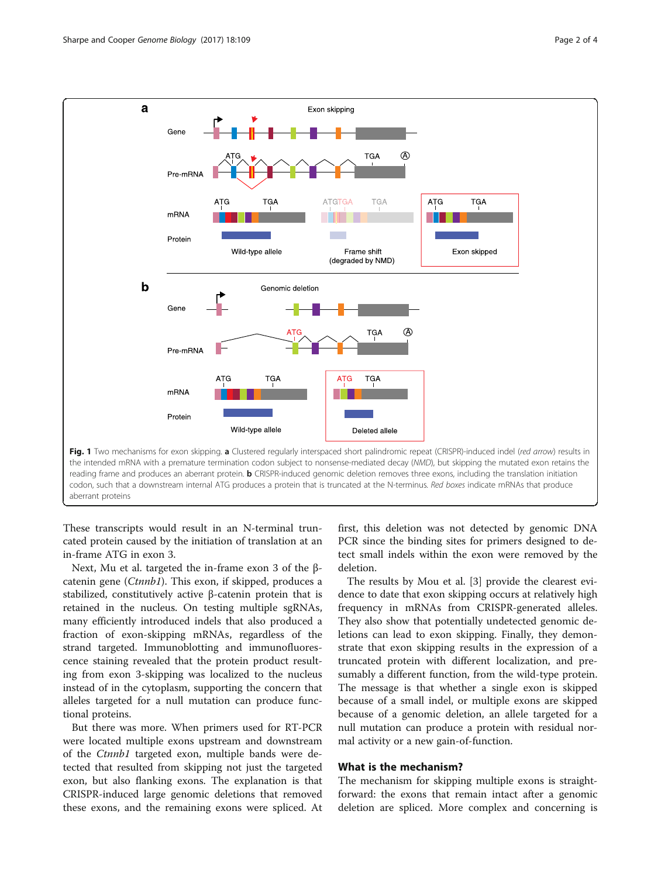**Fig. 1** Two mechanisms for exon skipping. **a** Clustered regularly interspaced short palindromic repeat (CRISPR)-induced indel (*red arrow*) results in the intended mRNA with a premature termination codon subject to nonsense-mediated decay (*NMD*), but skipping the mutated exon retains the reading frame and produces an aberrant protein. **b** CRISPR-induced genomic deletion removes three exons, including the translation initiation codon, such that a downstream internal ATG produces a protein that is truncated at the N-terminus. *Red boxes* indicate mRNAs that produce aberrant proteins

These transcripts would result in an N-terminal truncated protein caused by the initiation of translation at an in-frame ATG in exon 3.

Next, Mu et al. targeted the in-frame exon 3 of the β-catenin gene (*Ctnnb1*). This exon, if skipped, produces a stabilized, constitutively active β-catenin protein that is retained in the nucleus. On testing multiple sgRNAs, many efficiently introduced indels that also produced a fraction of exon-skipping mRNAs, regardless of the strand targeted. Immunoblotting and immunofluorescence staining revealed that the protein product resulting from exon 3-skipping was localized to the nucleus instead of in the cytoplasm, supporting the concern that alleles targeted for a null mutation can produce functional proteins.

But there was more. When primers used for RT-PCR were located multiple exons upstream and downstream of the *Ctnnb1* targeted exon, multiple bands were detected that resulted from skipping not just the targeted exon, but also flanking exons. The explanation is that CRISPR-induced large genomic deletions that removed these exons, and the remaining exons were spliced. At first, this deletion was not detected by genomic DNA PCR since the binding sites for primers designed to detect small indels within the exon were removed by the deletion.

The results by Mou et al. [3] provide the clearest evidence to date that exon skipping occurs at relatively high frequency in mRNAs from CRISPR-generated alleles. They also show that potentially undetected genomic deletions can lead to exon skipping. Finally, they demonstrate that exon skipping results in the expression of a truncated protein with different localization, and presumably a different function, from the wild-type protein. The message is that whether a single exon is skipped because of a small indel, or multiple exons are skipped because of a genomic deletion, an allele targeted for a null mutation can produce a protein with residual normal activity or a new gain-of-function.

## What is the mechanism?

The mechanism for skipping multiple exons is straightforward: the exons that remain intact after a genomic deletion are spliced. More complex and concerning is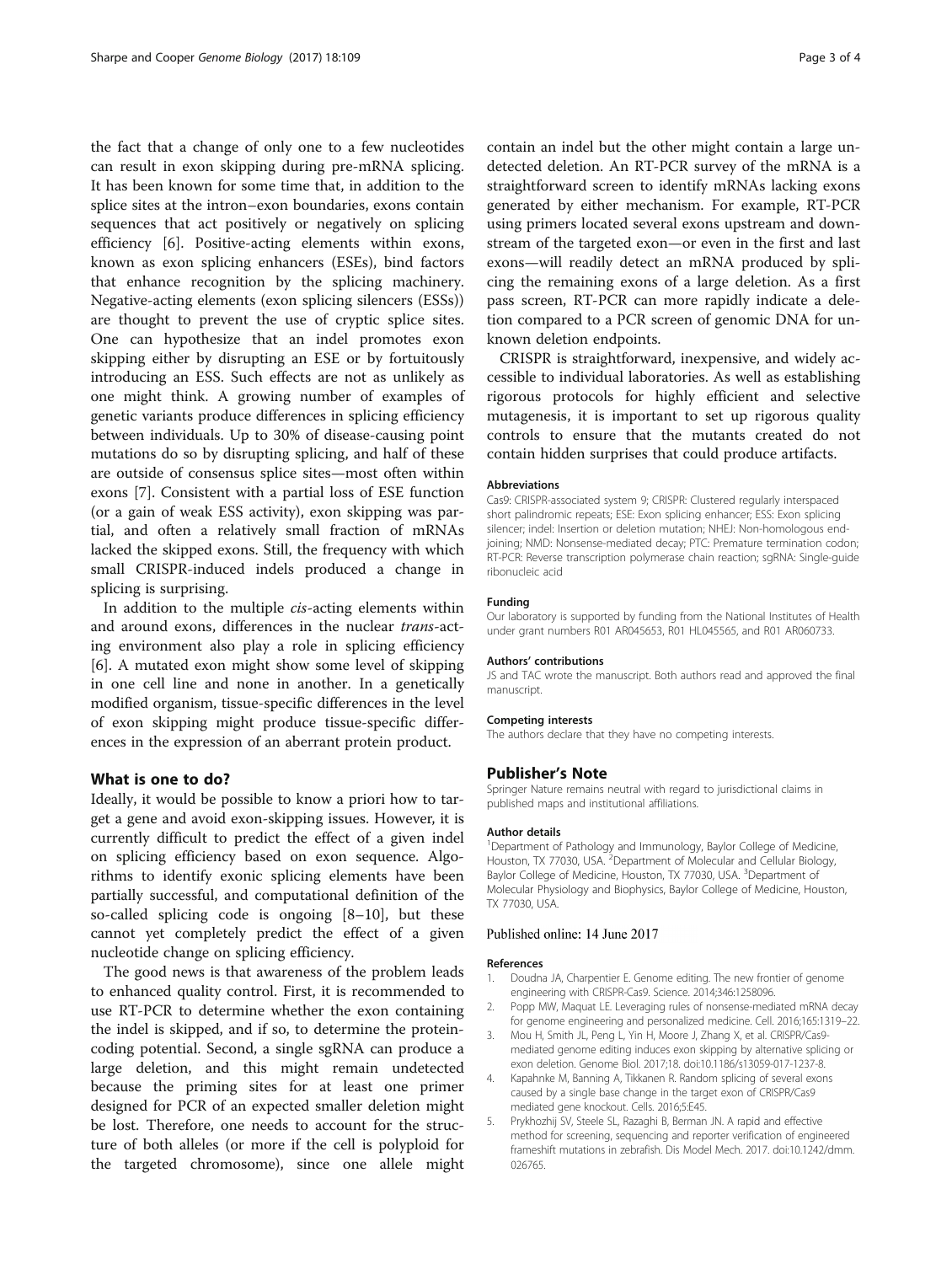the fact that a change of only one to a few nucleotides can result in exon skipping during pre-mRNA splicing. It has been known for some time that, in addition to the splice sites at the intron–exon boundaries, exons contain sequences that act positively or negatively on splicing efficiency [6]. Positive-acting elements within exons, known as exon splicing enhancers (ESEs), bind factors that enhance recognition by the splicing machinery. Negative-acting elements (exon splicing silencers (ESSs)) are thought to prevent the use of cryptic splice sites. One can hypothesize that an indel promotes exon skipping either by disrupting an ESE or by fortuitously introducing an ESS. Such effects are not as unlikely as one might think. A growing number of examples of genetic variants produce differences in splicing efficiency between individuals. Up to 30% of disease-causing point mutations do so by disrupting splicing, and half of these are outside of consensus splice sites—most often within exons [7]. Consistent with a partial loss of ESE function (or a gain of weak ESS activity), exon skipping was partial, and often a relatively small fraction of mRNAs lacked the skipped exons. Still, the frequency with which small CRISPR-induced indels produced a change in splicing is surprising.

In addition to the multiple *cis*-acting elements within and around exons, differences in the nuclear *trans*-acting environment also play a role in splicing efficiency [6]. A mutated exon might show some level of skipping in one cell line and none in another. In a genetically modified organism, tissue-specific differences in the level of exon skipping might produce tissue-specific differences in the expression of an aberrant protein product.

## What is one to do?

Ideally, it would be possible to know a priori how to target a gene and avoid exon-skipping issues. However, it is currently difficult to predict the effect of a given indel on splicing efficiency based on exon sequence. Algorithms to identify exonic splicing elements have been partially successful, and computational definition of the so-called splicing code is ongoing [8–10], but these cannot yet completely predict the effect of a given nucleotide change on splicing efficiency.

The good news is that awareness of the problem leads to enhanced quality control. First, it is recommended to use RT-PCR to determine whether the exon containing the indel is skipped, and if so, to determine the protein-coding potential. Second, a single sgRNA can produce a large deletion, and this might remain undetected because the priming sites for at least one primer designed for PCR of an expected smaller deletion might be lost. Therefore, one needs to account for the structure of both alleles (or more if the cell is polyploid for the targeted chromosome), since one allele might contain an indel but the other might contain a large undetected deletion. An RT-PCR survey of the mRNA is a straightforward screen to identify mRNAs lacking exons generated by either mechanism. For example, RT-PCR using primers located several exons upstream and downstream of the targeted exon—or even in the first and last exons—will readily detect an mRNA produced by splicing the remaining exons of a large deletion. As a first pass screen, RT-PCR can more rapidly indicate a deletion compared to a PCR screen of genomic DNA for unknown deletion endpoints.

CRISPR is straightforward, inexpensive, and widely accessible to individual laboratories. As well as establishing rigorous protocols for highly efficient and selective mutagenesis, it is important to set up rigorous quality controls to ensure that the mutants created do not contain hidden surprises that could produce artifacts.

#### Abbreviations

Cas9: CRISPR-associated system 9; CRISPR: Clustered regularly interspaced short palindromic repeats; ESE: Exon splicing enhancer; ESS: Exon splicing silencer; indel: Insertion or deletion mutation; NHEJ: Non-homologous end-joining; NMD: Nonsense-mediated decay; PTC: Premature termination codon; RT-PCR: Reverse transcription polymerase chain reaction; sgRNA: Single-guide ribonucleic acid

#### Funding

Our laboratory is supported by funding from the National Institutes of Health under grant numbers R01 AR045653, R01 HL045565, and R01 AR060733.

#### Authors' contributions

JS and TAC wrote the manuscript. Both authors read and approved the final manuscript.

#### Competing interests

The authors declare that they have no competing interests.

## Publisher's Note

Springer Nature remains neutral with regard to jurisdictional claims in published maps and institutional affiliations.

#### Author details

[1]Department of Pathology and Immunology, Baylor College of Medicine, Houston, TX 77030, USA. [2]Department of Molecular and Cellular Biology, Baylor College of Medicine, Houston, TX 77030, USA. [3]Department of Molecular Physiology and Biophysics, Baylor College of Medicine, Houston, TX 77030, USA.

Published online: 14 June 2017

#### References

1. Doudna JA, Charpentier E. Genome editing. The new frontier of genome engineering with CRISPR-Cas9. Science. 2014;346:1258096.
2. Popp MW, Maquat LE. Leveraging rules of nonsense-mediated mRNA decay for genome engineering and personalized medicine. Cell. 2016;165:1319–22.
3. Mou H, Smith JL, Peng L, Yin H, Moore J, Zhang X, et al. CRISPR/Cas9-mediated genome editing induces exon skipping by alternative splicing or exon deletion. Genome Biol. 2017;18. doi:10.1186/s13059-017-1237-8.
4. Kapahnke M, Banning A, Tikkanen R. Random splicing of several exons caused by a single base change in the target exon of CRISPR/Cas9 mediated gene knockout. Cells. 2016;5:E45.
5. Prykhozhij SV, Steele SL, Razaghi B, Berman JN. A rapid and effective method for screening, sequencing and reporter verification of engineered frameshift mutations in zebrafish. Dis Model Mech. 2017. doi:10.1242/dmm.026765.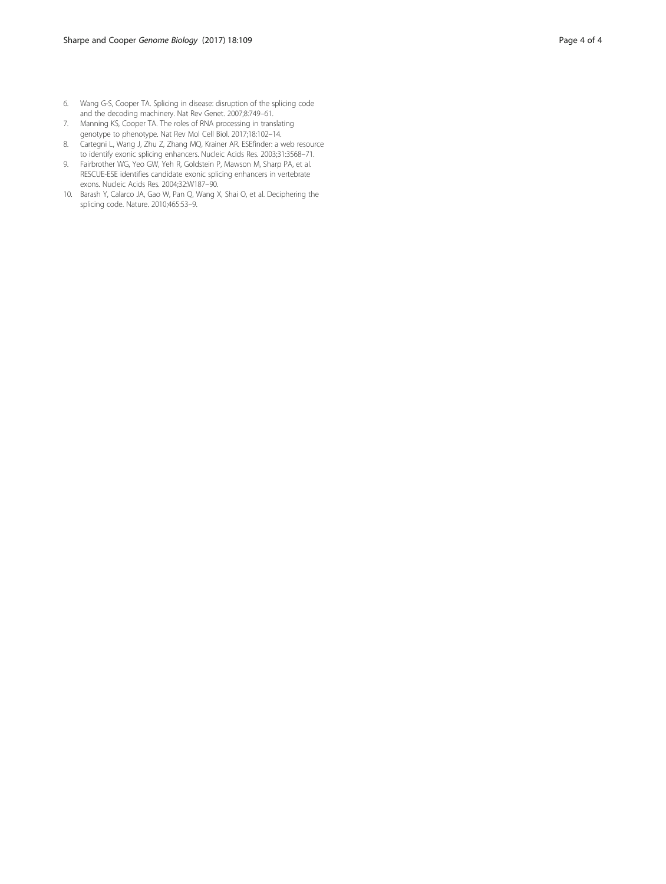6. Wang G-S, Cooper TA. Splicing in disease: disruption of the splicing code and the decoding machinery. Nat Rev Genet. 2007;8:749–61.
7. Manning KS, Cooper TA. The roles of RNA processing in translating genotype to phenotype. Nat Rev Mol Cell Biol. 2017;18:102–14.
8. Cartegni L, Wang J, Zhu Z, Zhang MQ, Krainer AR. ESEfinder: a web resource to identify exonic splicing enhancers. Nucleic Acids Res. 2003;31:3568–71.
9. Fairbrother WG, Yeo GW, Yeh R, Goldstein P, Mawson M, Sharp PA, et al. RESCUE-ESE identifies candidate exonic splicing enhancers in vertebrate exons. Nucleic Acids Res. 2004;32:W187–90.
10. Barash Y, Calarco JA, Gao W, Pan Q, Wang X, Shai O, et al. Deciphering the splicing code. Nature. 2010;465:53–9.